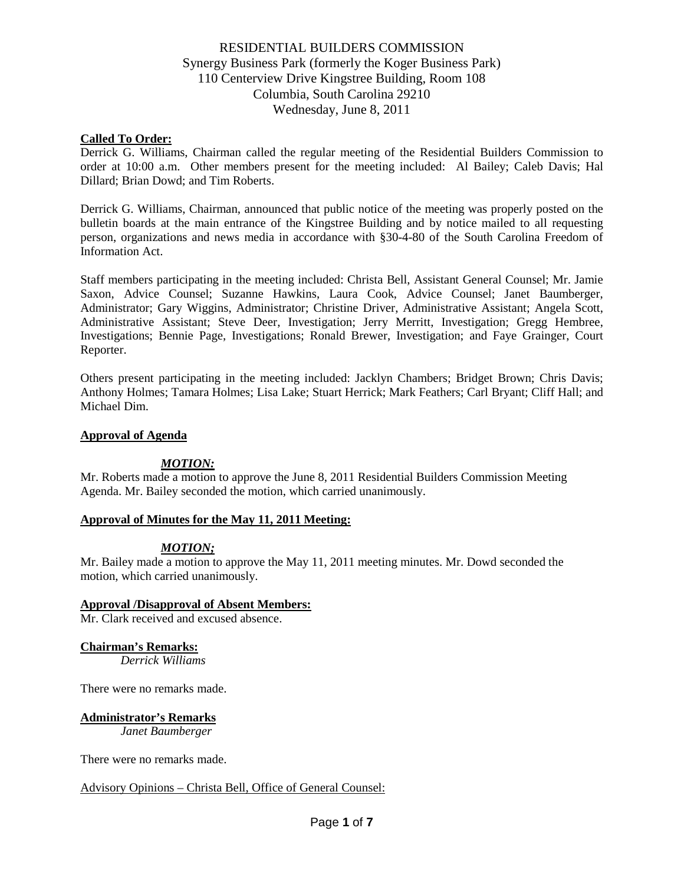RESIDENTIAL BUILDERS COMMISSION
Synergy Business Park (formerly the Koger Business Park)
110 Centerview Drive Kingstree Building, Room 108
Columbia, South Carolina 29210
Wednesday, June 8, 2011

**Called To Order:**

Derrick G. Williams, Chairman called the regular meeting of the Residential Builders Commission to order at 10:00 a.m. Other members present for the meeting included: Al Bailey; Caleb Davis; Hal Dillard; Brian Dowd; and Tim Roberts.

Derrick G. Williams, Chairman, announced that public notice of the meeting was properly posted on the bulletin boards at the main entrance of the Kingstree Building and by notice mailed to all requesting person, organizations and news media in accordance with §30-4-80 of the South Carolina Freedom of Information Act.

Staff members participating in the meeting included: Christa Bell, Assistant General Counsel; Mr. Jamie Saxon, Advice Counsel; Suzanne Hawkins, Laura Cook, Advice Counsel; Janet Baumberger, Administrator; Gary Wiggins, Administrator; Christine Driver, Administrative Assistant; Angela Scott, Administrative Assistant; Steve Deer, Investigation; Jerry Merritt, Investigation; Gregg Hembree, Investigations; Bennie Page, Investigations; Ronald Brewer, Investigation; and Faye Grainger, Court Reporter.

Others present participating in the meeting included: Jacklyn Chambers; Bridget Brown; Chris Davis; Anthony Holmes; Tamara Holmes; Lisa Lake; Stuart Herrick; Mark Feathers; Carl Bryant; Cliff Hall; and Michael Dim.

**Approval of Agenda**

***MOTION:***

Mr. Roberts made a motion to approve the June 8, 2011 Residential Builders Commission Meeting Agenda. Mr. Bailey seconded the motion, which carried unanimously.

**Approval of Minutes for the May 11, 2011 Meeting:**

***MOTION;***

Mr. Bailey made a motion to approve the May 11, 2011 meeting minutes. Mr. Dowd seconded the motion, which carried unanimously.

**Approval /Disapproval of Absent Members:**

Mr. Clark received and excused absence.

**Chairman's Remarks:**

*Derrick Williams*

There were no remarks made.

**Administrator's Remarks**

*Janet Baumberger*

There were no remarks made.

Advisory Opinions – Christa Bell, Office of General Counsel: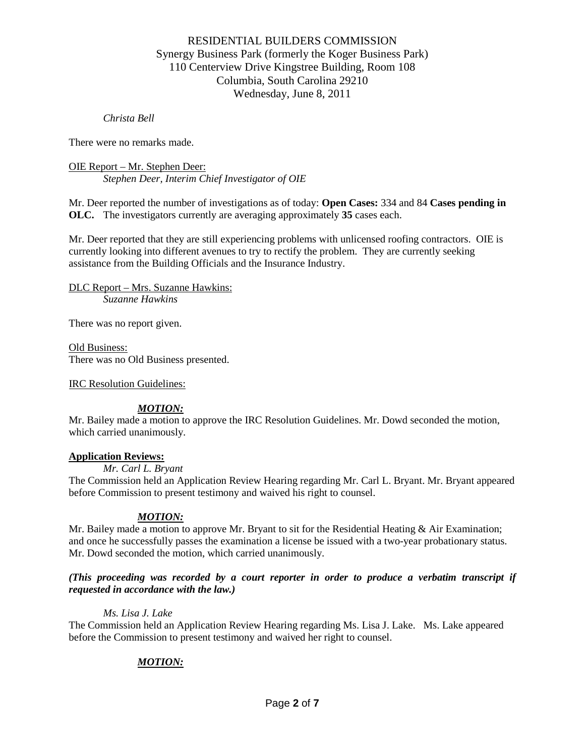*Christa Bell*

There were no remarks made.

OIE Report – Mr. Stephen Deer:

*Stephen Deer, Interim Chief Investigator of OIE*

Mr. Deer reported the number of investigations as of today: **Open Cases:** 334 and 84 **Cases pending in OLC.** The investigators currently are averaging approximately **35** cases each.

Mr. Deer reported that they are still experiencing problems with unlicensed roofing contractors. OIE is currently looking into different avenues to try to rectify the problem. They are currently seeking assistance from the Building Officials and the Insurance Industry.

DLC Report – Mrs. Suzanne Hawkins:

*Suzanne Hawkins*

There was no report given.

Old Business:

There was no Old Business presented.

IRC Resolution Guidelines:

***MOTION:***

Mr. Bailey made a motion to approve the IRC Resolution Guidelines. Mr. Dowd seconded the motion, which carried unanimously.

**Application Reviews:**

*Mr. Carl L. Bryant*

The Commission held an Application Review Hearing regarding Mr. Carl L. Bryant. Mr. Bryant appeared before Commission to present testimony and waived his right to counsel.

***MOTION:***

Mr. Bailey made a motion to approve Mr. Bryant to sit for the Residential Heating & Air Examination; and once he successfully passes the examination a license be issued with a two-year probationary status. Mr. Dowd seconded the motion, which carried unanimously.

***(This proceeding was recorded by a court reporter in order to produce a verbatim transcript if requested in accordance with the law.)***

*Ms. Lisa J. Lake*

The Commission held an Application Review Hearing regarding Ms. Lisa J. Lake. Ms. Lake appeared before the Commission to present testimony and waived her right to counsel.

***MOTION:***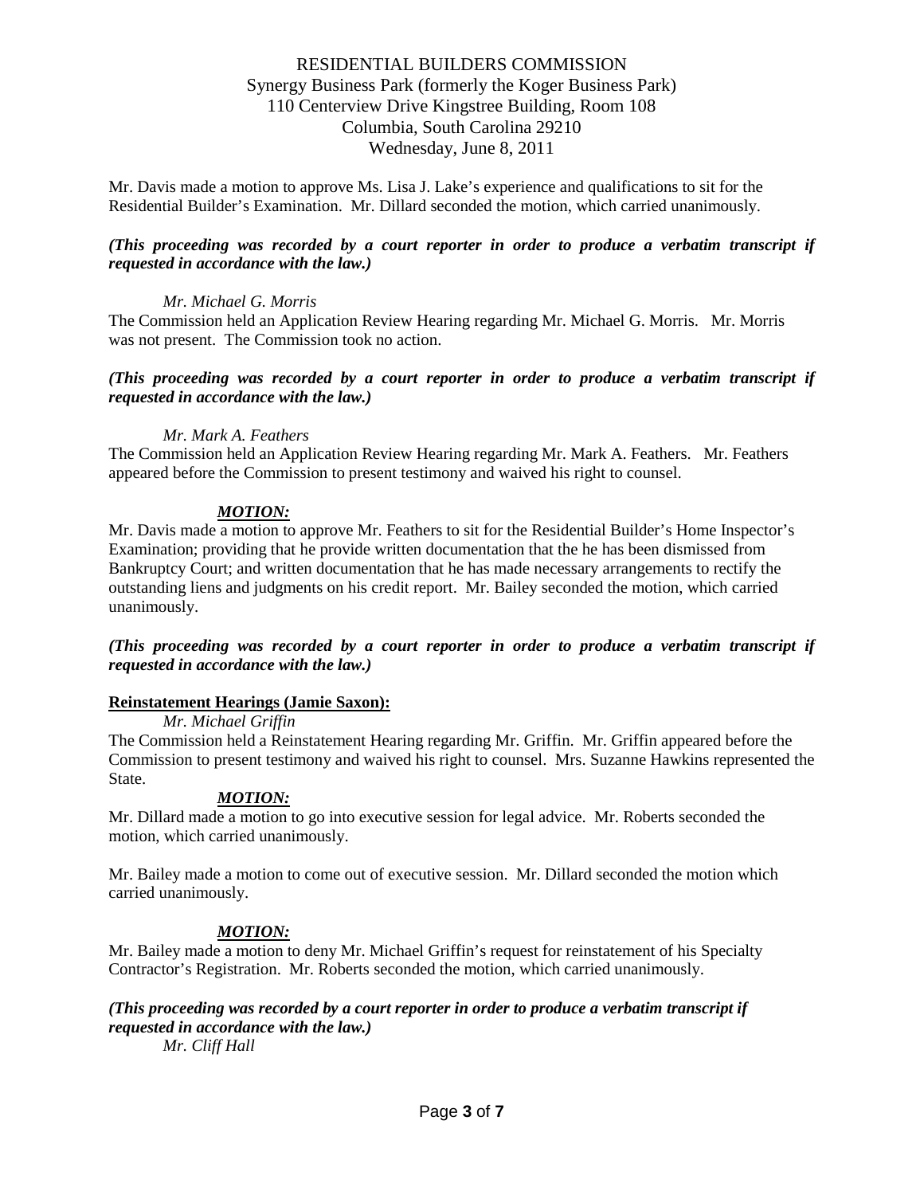RESIDENTIAL BUILDERS COMMISSION
Synergy Business Park (formerly the Koger Business Park)
110 Centerview Drive Kingstree Building, Room 108
Columbia, South Carolina 29210
Wednesday, June 8, 2011

Mr. Davis made a motion to approve Ms. Lisa J. Lake's experience and qualifications to sit for the Residential Builder's Examination. Mr. Dillard seconded the motion, which carried unanimously.

***(This proceeding was recorded by a court reporter in order to produce a verbatim transcript if requested in accordance with the law.)***

*Mr. Michael G. Morris*

The Commission held an Application Review Hearing regarding Mr. Michael G. Morris. Mr. Morris was not present. The Commission took no action.

***(This proceeding was recorded by a court reporter in order to produce a verbatim transcript if requested in accordance with the law.)***

*Mr. Mark A. Feathers*

The Commission held an Application Review Hearing regarding Mr. Mark A. Feathers. Mr. Feathers appeared before the Commission to present testimony and waived his right to counsel.

***MOTION:***

Mr. Davis made a motion to approve Mr. Feathers to sit for the Residential Builder's Home Inspector's Examination; providing that he provide written documentation that the he has been dismissed from Bankruptcy Court; and written documentation that he has made necessary arrangements to rectify the outstanding liens and judgments on his credit report. Mr. Bailey seconded the motion, which carried unanimously.

***(This proceeding was recorded by a court reporter in order to produce a verbatim transcript if requested in accordance with the law.)***

**Reinstatement Hearings (Jamie Saxon):**

*Mr. Michael Griffin*

The Commission held a Reinstatement Hearing regarding Mr. Griffin. Mr. Griffin appeared before the Commission to present testimony and waived his right to counsel. Mrs. Suzanne Hawkins represented the State.

***MOTION:***

Mr. Dillard made a motion to go into executive session for legal advice. Mr. Roberts seconded the motion, which carried unanimously.

Mr. Bailey made a motion to come out of executive session. Mr. Dillard seconded the motion which carried unanimously.

***MOTION:***

Mr. Bailey made a motion to deny Mr. Michael Griffin's request for reinstatement of his Specialty Contractor's Registration. Mr. Roberts seconded the motion, which carried unanimously.

***(This proceeding was recorded by a court reporter in order to produce a verbatim transcript if requested in accordance with the law.)***

*Mr. Cliff Hall*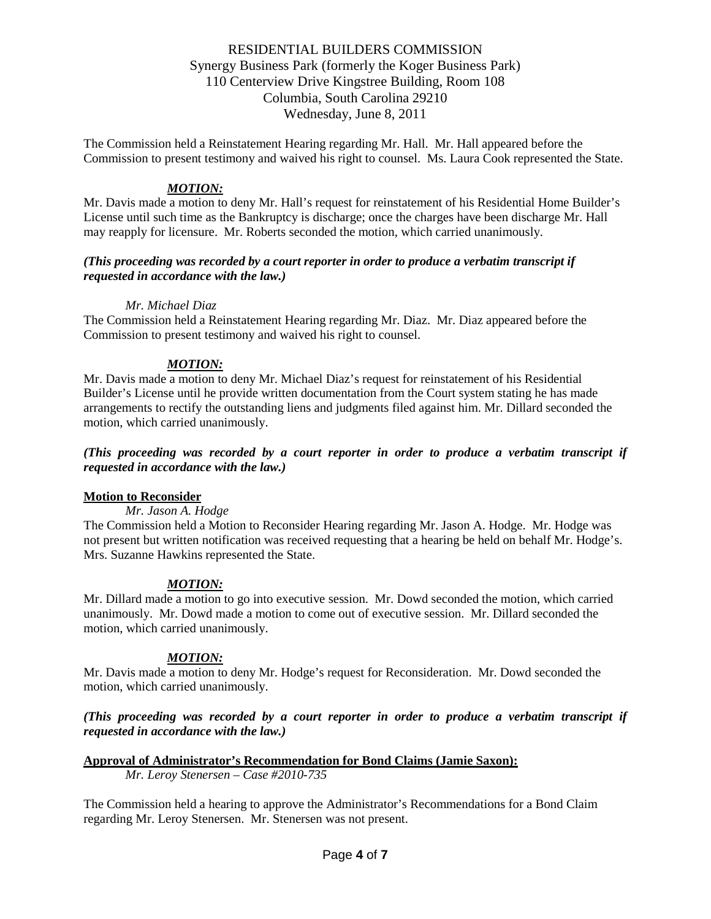RESIDENTIAL BUILDERS COMMISSION
Synergy Business Park (formerly the Koger Business Park)
110 Centerview Drive Kingstree Building, Room 108
Columbia, South Carolina 29210
Wednesday, June 8, 2011

The Commission held a Reinstatement Hearing regarding Mr. Hall. Mr. Hall appeared before the Commission to present testimony and waived his right to counsel. Ms. Laura Cook represented the State.

***MOTION:***

Mr. Davis made a motion to deny Mr. Hall's request for reinstatement of his Residential Home Builder's License until such time as the Bankruptcy is discharge; once the charges have been discharge Mr. Hall may reapply for licensure. Mr. Roberts seconded the motion, which carried unanimously.

***(This proceeding was recorded by a court reporter in order to produce a verbatim transcript if requested in accordance with the law.)***

*Mr. Michael Diaz*

The Commission held a Reinstatement Hearing regarding Mr. Diaz. Mr. Diaz appeared before the Commission to present testimony and waived his right to counsel.

***MOTION:***

Mr. Davis made a motion to deny Mr. Michael Diaz's request for reinstatement of his Residential Builder's License until he provide written documentation from the Court system stating he has made arrangements to rectify the outstanding liens and judgments filed against him. Mr. Dillard seconded the motion, which carried unanimously.

***(This proceeding was recorded by a court reporter in order to produce a verbatim transcript if requested in accordance with the law.)***

**Motion to Reconsider**

*Mr. Jason A. Hodge*

The Commission held a Motion to Reconsider Hearing regarding Mr. Jason A. Hodge. Mr. Hodge was not present but written notification was received requesting that a hearing be held on behalf Mr. Hodge's. Mrs. Suzanne Hawkins represented the State.

***MOTION:***

Mr. Dillard made a motion to go into executive session. Mr. Dowd seconded the motion, which carried unanimously. Mr. Dowd made a motion to come out of executive session. Mr. Dillard seconded the motion, which carried unanimously.

***MOTION:***

Mr. Davis made a motion to deny Mr. Hodge's request for Reconsideration. Mr. Dowd seconded the motion, which carried unanimously.

***(This proceeding was recorded by a court reporter in order to produce a verbatim transcript if requested in accordance with the law.)***

**Approval of Administrator's Recommendation for Bond Claims (Jamie Saxon):**

*Mr. Leroy Stenersen – Case #2010-735*

The Commission held a hearing to approve the Administrator's Recommendations for a Bond Claim regarding Mr. Leroy Stenersen. Mr. Stenersen was not present.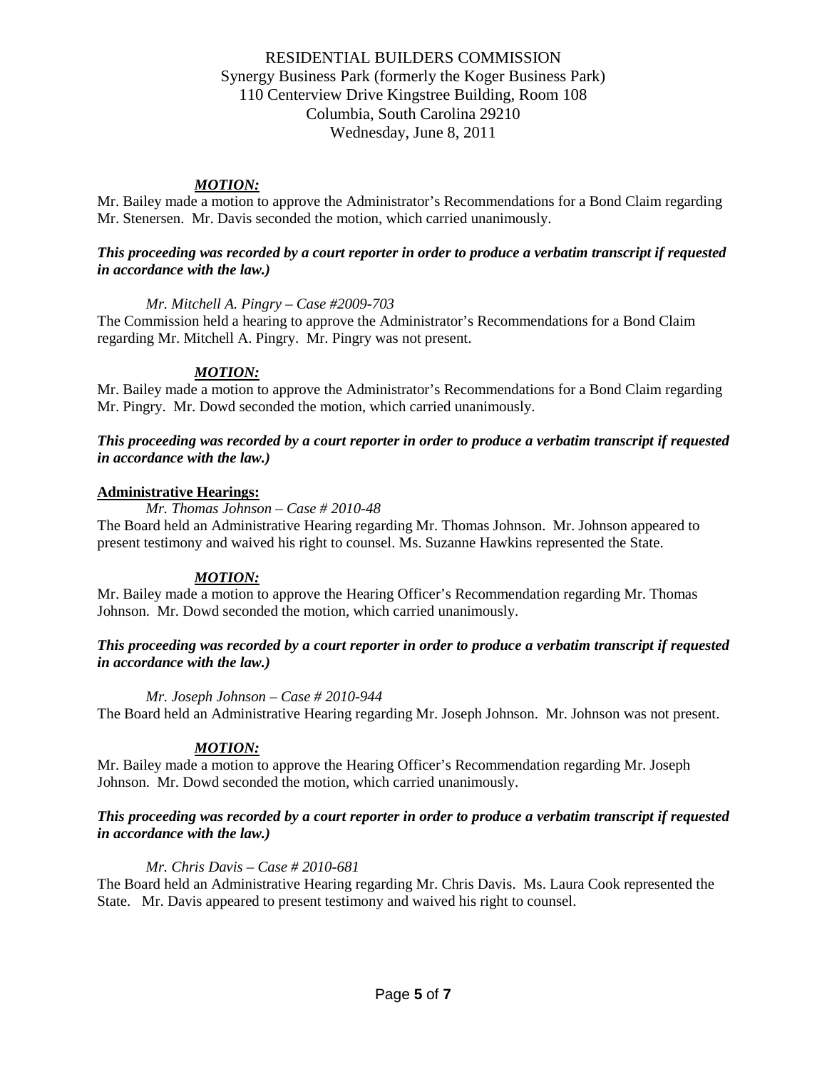***MOTION:***

Mr. Bailey made a motion to approve the Administrator's Recommendations for a Bond Claim regarding Mr. Stenersen. Mr. Davis seconded the motion, which carried unanimously.

***This proceeding was recorded by a court reporter in order to produce a verbatim transcript if requested in accordance with the law.)***

*Mr. Mitchell A. Pingry – Case #2009-703*

The Commission held a hearing to approve the Administrator's Recommendations for a Bond Claim regarding Mr. Mitchell A. Pingry. Mr. Pingry was not present.

***MOTION:***

Mr. Bailey made a motion to approve the Administrator's Recommendations for a Bond Claim regarding Mr. Pingry. Mr. Dowd seconded the motion, which carried unanimously.

***This proceeding was recorded by a court reporter in order to produce a verbatim transcript if requested in accordance with the law.)***

**Administrative Hearings:**

*Mr. Thomas Johnson – Case # 2010-48*

The Board held an Administrative Hearing regarding Mr. Thomas Johnson. Mr. Johnson appeared to present testimony and waived his right to counsel. Ms. Suzanne Hawkins represented the State.

***MOTION:***

Mr. Bailey made a motion to approve the Hearing Officer's Recommendation regarding Mr. Thomas Johnson. Mr. Dowd seconded the motion, which carried unanimously.

***This proceeding was recorded by a court reporter in order to produce a verbatim transcript if requested in accordance with the law.)***

*Mr. Joseph Johnson – Case # 2010-944*

The Board held an Administrative Hearing regarding Mr. Joseph Johnson. Mr. Johnson was not present.

***MOTION:***

Mr. Bailey made a motion to approve the Hearing Officer's Recommendation regarding Mr. Joseph Johnson. Mr. Dowd seconded the motion, which carried unanimously.

***This proceeding was recorded by a court reporter in order to produce a verbatim transcript if requested in accordance with the law.)***

*Mr. Chris Davis – Case # 2010-681*

The Board held an Administrative Hearing regarding Mr. Chris Davis. Ms. Laura Cook represented the State. Mr. Davis appeared to present testimony and waived his right to counsel.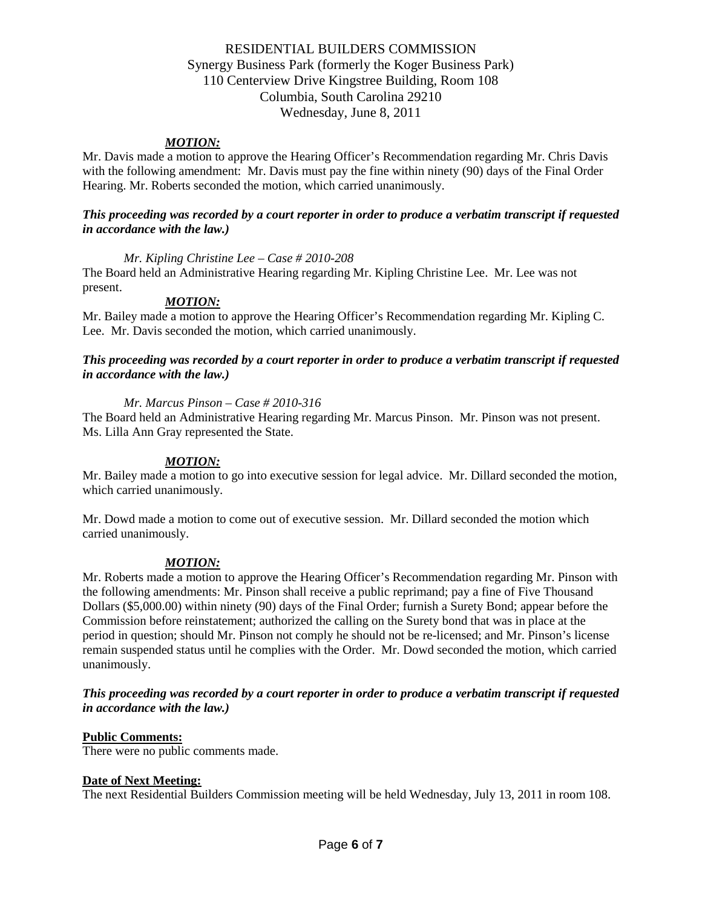RESIDENTIAL BUILDERS COMMISSION
Synergy Business Park (formerly the Koger Business Park)
110 Centerview Drive Kingstree Building, Room 108
Columbia, South Carolina 29210
Wednesday, June 8, 2011

***MOTION:***

Mr. Davis made a motion to approve the Hearing Officer's Recommendation regarding Mr. Chris Davis with the following amendment: Mr. Davis must pay the fine within ninety (90) days of the Final Order Hearing. Mr. Roberts seconded the motion, which carried unanimously.

***This proceeding was recorded by a court reporter in order to produce a verbatim transcript if requested in accordance with the law.)***

*Mr. Kipling Christine Lee – Case # 2010-208*

The Board held an Administrative Hearing regarding Mr. Kipling Christine Lee. Mr. Lee was not present.

***MOTION:***

Mr. Bailey made a motion to approve the Hearing Officer's Recommendation regarding Mr. Kipling C. Lee. Mr. Davis seconded the motion, which carried unanimously.

***This proceeding was recorded by a court reporter in order to produce a verbatim transcript if requested in accordance with the law.)***

*Mr. Marcus Pinson – Case # 2010-316*

The Board held an Administrative Hearing regarding Mr. Marcus Pinson. Mr. Pinson was not present. Ms. Lilla Ann Gray represented the State.

***MOTION:***

Mr. Bailey made a motion to go into executive session for legal advice. Mr. Dillard seconded the motion, which carried unanimously.

Mr. Dowd made a motion to come out of executive session. Mr. Dillard seconded the motion which carried unanimously.

***MOTION:***

Mr. Roberts made a motion to approve the Hearing Officer's Recommendation regarding Mr. Pinson with the following amendments: Mr. Pinson shall receive a public reprimand; pay a fine of Five Thousand Dollars ($5,000.00) within ninety (90) days of the Final Order; furnish a Surety Bond; appear before the Commission before reinstatement; authorized the calling on the Surety bond that was in place at the period in question; should Mr. Pinson not comply he should not be re-licensed; and Mr. Pinson's license remain suspended status until he complies with the Order. Mr. Dowd seconded the motion, which carried unanimously.

***This proceeding was recorded by a court reporter in order to produce a verbatim transcript if requested in accordance with the law.)***

**Public Comments:**

There were no public comments made.

**Date of Next Meeting:**

The next Residential Builders Commission meeting will be held Wednesday, July 13, 2011 in room 108.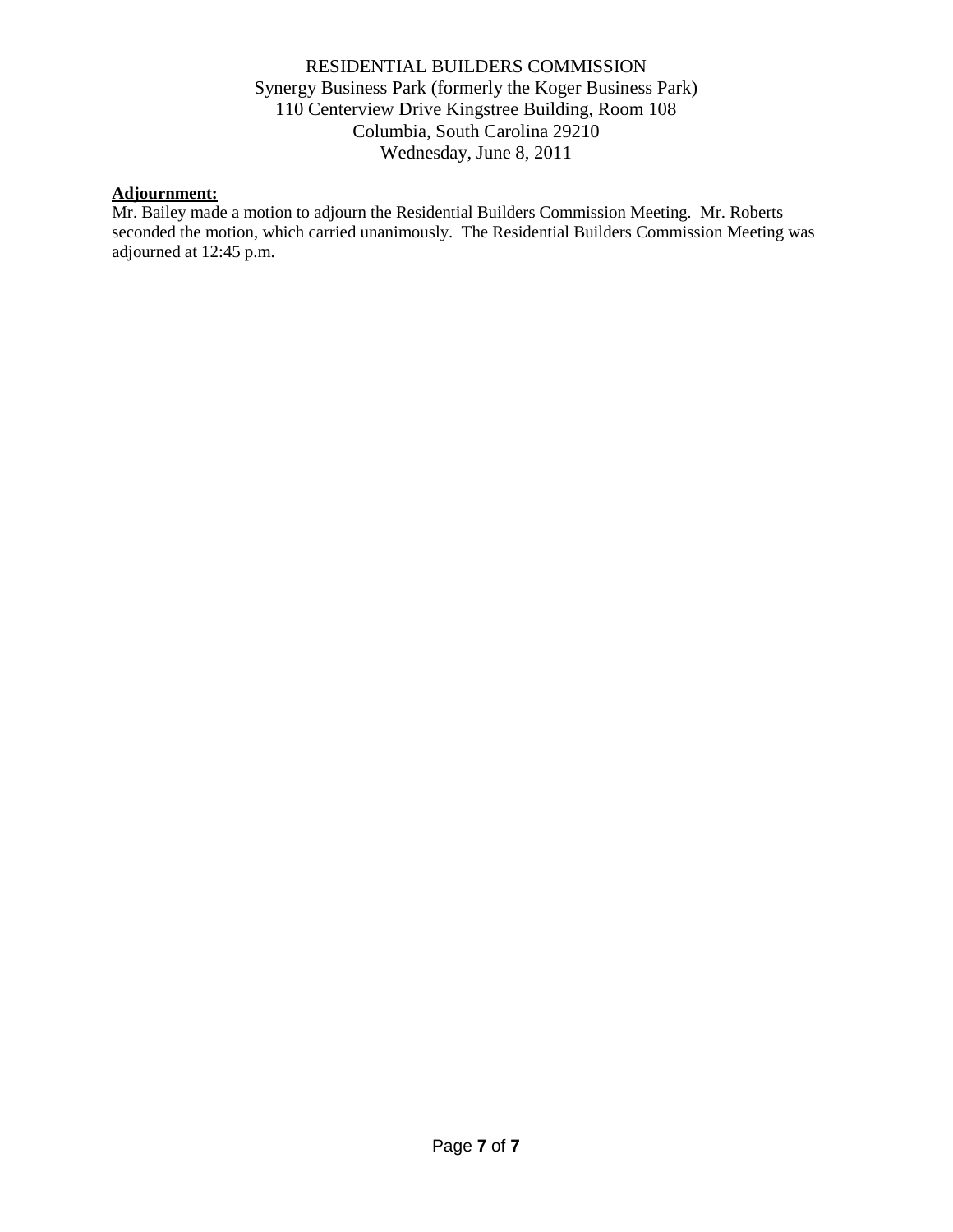**Adjournment:**

Mr. Bailey made a motion to adjourn the Residential Builders Commission Meeting. Mr. Roberts seconded the motion, which carried unanimously. The Residential Builders Commission Meeting was adjourned at 12:45 p.m.